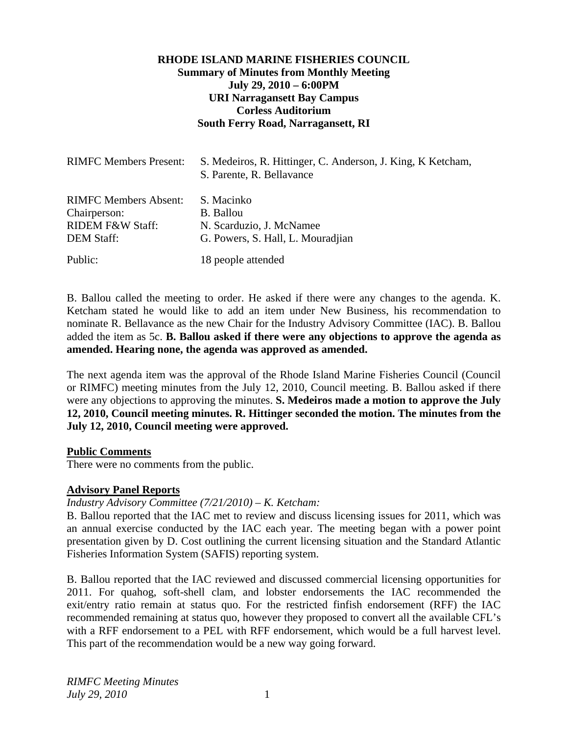**RHODE ISLAND MARINE FISHERIES COUNCIL**
**Summary of Minutes from Monthly Meeting**
**July 29, 2010 – 6:00PM**
**URI Narragansett Bay Campus**
**Corless Auditorium**
**South Ferry Road, Narragansett, RI**

| | |
|---|---|
| RIMFC Members Present: | S. Medeiros, R. Hittinger, C. Anderson, J. King, K Ketcham, S. Parente, R. Bellavance |
| RIMFC Members Absent: | S. Macinko |
| Chairperson: | B. Ballou |
| RIDEM F&W Staff: | N. Scarduzio, J. McNamee |
| DEM Staff: | G. Powers, S. Hall, L. Mouradjian |
| Public: | 18 people attended |

B. Ballou called the meeting to order. He asked if there were any changes to the agenda. K. Ketcham stated he would like to add an item under New Business, his recommendation to nominate R. Bellavance as the new Chair for the Industry Advisory Committee (IAC). B. Ballou added the item as 5c. **B. Ballou asked if there were any objections to approve the agenda as amended. Hearing none, the agenda was approved as amended.**

The next agenda item was the approval of the Rhode Island Marine Fisheries Council (Council or RIMFC) meeting minutes from the July 12, 2010, Council meeting. B. Ballou asked if there were any objections to approving the minutes. **S. Medeiros made a motion to approve the July 12, 2010, Council meeting minutes. R. Hittinger seconded the motion. The minutes from the July 12, 2010, Council meeting were approved.**

**Public Comments**

There were no comments from the public.

**Advisory Panel Reports**

*Industry Advisory Committee (7/21/2010) – K. Ketcham:*

B. Ballou reported that the IAC met to review and discuss licensing issues for 2011, which was an annual exercise conducted by the IAC each year. The meeting began with a power point presentation given by D. Cost outlining the current licensing situation and the Standard Atlantic Fisheries Information System (SAFIS) reporting system.

B. Ballou reported that the IAC reviewed and discussed commercial licensing opportunities for 2011. For quahog, soft-shell clam, and lobster endorsements the IAC recommended the exit/entry ratio remain at status quo. For the restricted finfish endorsement (RFF) the IAC recommended remaining at status quo, however they proposed to convert all the available CFL's with a RFF endorsement to a PEL with RFF endorsement, which would be a full harvest level. This part of the recommendation would be a new way going forward.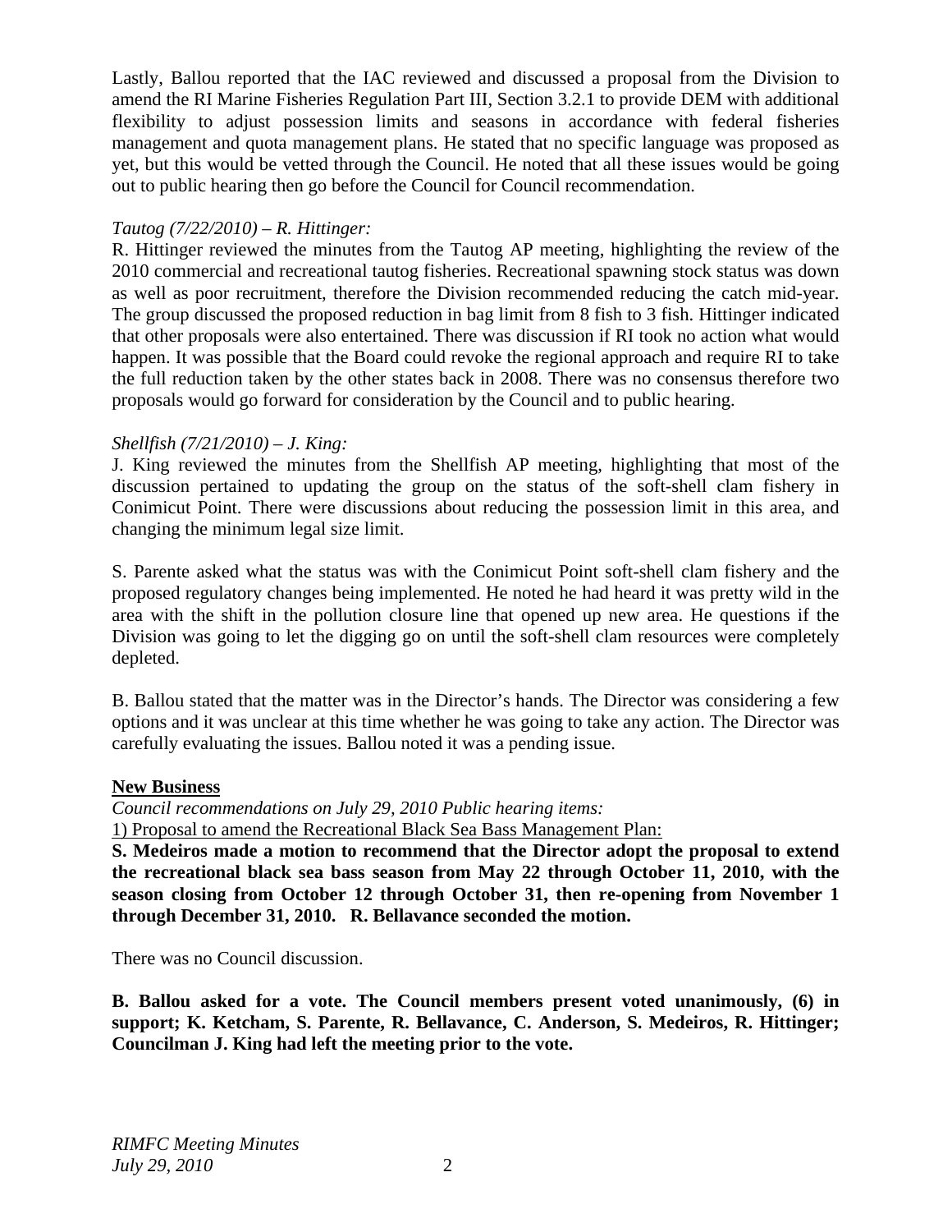Lastly, Ballou reported that the IAC reviewed and discussed a proposal from the Division to amend the RI Marine Fisheries Regulation Part III, Section 3.2.1 to provide DEM with additional flexibility to adjust possession limits and seasons in accordance with federal fisheries management and quota management plans. He stated that no specific language was proposed as yet, but this would be vetted through the Council. He noted that all these issues would be going out to public hearing then go before the Council for Council recommendation.

*Tautog (7/22/2010) – R. Hittinger:*

R. Hittinger reviewed the minutes from the Tautog AP meeting, highlighting the review of the 2010 commercial and recreational tautog fisheries. Recreational spawning stock status was down as well as poor recruitment, therefore the Division recommended reducing the catch mid-year. The group discussed the proposed reduction in bag limit from 8 fish to 3 fish. Hittinger indicated that other proposals were also entertained. There was discussion if RI took no action what would happen. It was possible that the Board could revoke the regional approach and require RI to take the full reduction taken by the other states back in 2008. There was no consensus therefore two proposals would go forward for consideration by the Council and to public hearing.

*Shellfish (7/21/2010) – J. King:*

J. King reviewed the minutes from the Shellfish AP meeting, highlighting that most of the discussion pertained to updating the group on the status of the soft-shell clam fishery in Conimicut Point. There were discussions about reducing the possession limit in this area, and changing the minimum legal size limit.

S. Parente asked what the status was with the Conimicut Point soft-shell clam fishery and the proposed regulatory changes being implemented. He noted he had heard it was pretty wild in the area with the shift in the pollution closure line that opened up new area. He questions if the Division was going to let the digging go on until the soft-shell clam resources were completely depleted.

B. Ballou stated that the matter was in the Director's hands. The Director was considering a few options and it was unclear at this time whether he was going to take any action. The Director was carefully evaluating the issues. Ballou noted it was a pending issue.

**New Business**

*Council recommendations on July 29, 2010 Public hearing items:*

1) Proposal to amend the Recreational Black Sea Bass Management Plan:

**S. Medeiros made a motion to recommend that the Director adopt the proposal to extend the recreational black sea bass season from May 22 through October 11, 2010, with the season closing from October 12 through October 31, then re-opening from November 1 through December 31, 2010. R. Bellavance seconded the motion.**

There was no Council discussion.

**B. Ballou asked for a vote. The Council members present voted unanimously, (6) in support; K. Ketcham, S. Parente, R. Bellavance, C. Anderson, S. Medeiros, R. Hittinger; Councilman J. King had left the meeting prior to the vote.**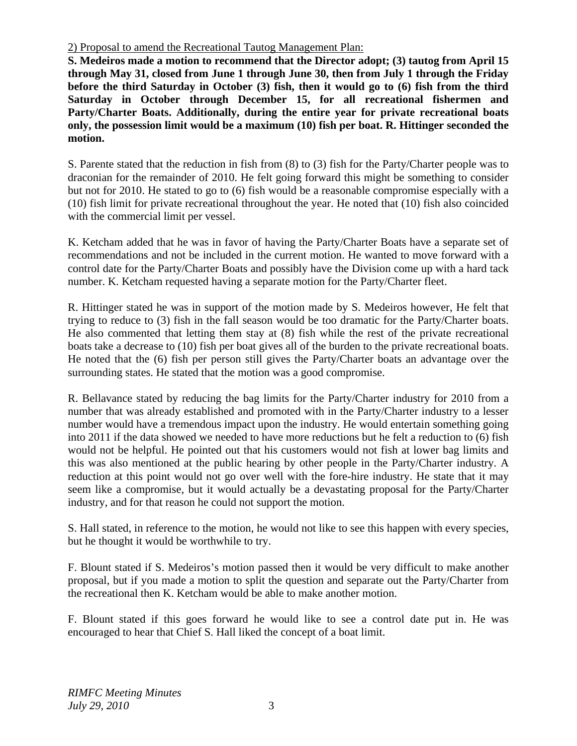2) Proposal to amend the Recreational Tautog Management Plan:

**S. Medeiros made a motion to recommend that the Director adopt; (3) tautog from April 15 through May 31, closed from June 1 through June 30, then from July 1 through the Friday before the third Saturday in October (3) fish, then it would go to (6) fish from the third Saturday in October through December 15, for all recreational fishermen and Party/Charter Boats. Additionally, during the entire year for private recreational boats only, the possession limit would be a maximum (10) fish per boat. R. Hittinger seconded the motion.**

S. Parente stated that the reduction in fish from (8) to (3) fish for the Party/Charter people was to draconian for the remainder of 2010. He felt going forward this might be something to consider but not for 2010. He stated to go to (6) fish would be a reasonable compromise especially with a (10) fish limit for private recreational throughout the year. He noted that (10) fish also coincided with the commercial limit per vessel.

K. Ketcham added that he was in favor of having the Party/Charter Boats have a separate set of recommendations and not be included in the current motion. He wanted to move forward with a control date for the Party/Charter Boats and possibly have the Division come up with a hard tack number. K. Ketcham requested having a separate motion for the Party/Charter fleet.

R. Hittinger stated he was in support of the motion made by S. Medeiros however, He felt that trying to reduce to (3) fish in the fall season would be too dramatic for the Party/Charter boats. He also commented that letting them stay at (8) fish while the rest of the private recreational boats take a decrease to (10) fish per boat gives all of the burden to the private recreational boats. He noted that the (6) fish per person still gives the Party/Charter boats an advantage over the surrounding states. He stated that the motion was a good compromise.

R. Bellavance stated by reducing the bag limits for the Party/Charter industry for 2010 from a number that was already established and promoted with in the Party/Charter industry to a lesser number would have a tremendous impact upon the industry. He would entertain something going into 2011 if the data showed we needed to have more reductions but he felt a reduction to (6) fish would not be helpful. He pointed out that his customers would not fish at lower bag limits and this was also mentioned at the public hearing by other people in the Party/Charter industry. A reduction at this point would not go over well with the fore-hire industry. He state that it may seem like a compromise, but it would actually be a devastating proposal for the Party/Charter industry, and for that reason he could not support the motion.

S. Hall stated, in reference to the motion, he would not like to see this happen with every species, but he thought it would be worthwhile to try.

F. Blount stated if S. Medeiros's motion passed then it would be very difficult to make another proposal, but if you made a motion to split the question and separate out the Party/Charter from the recreational then K. Ketcham would be able to make another motion.

F. Blount stated if this goes forward he would like to see a control date put in. He was encouraged to hear that Chief S. Hall liked the concept of a boat limit.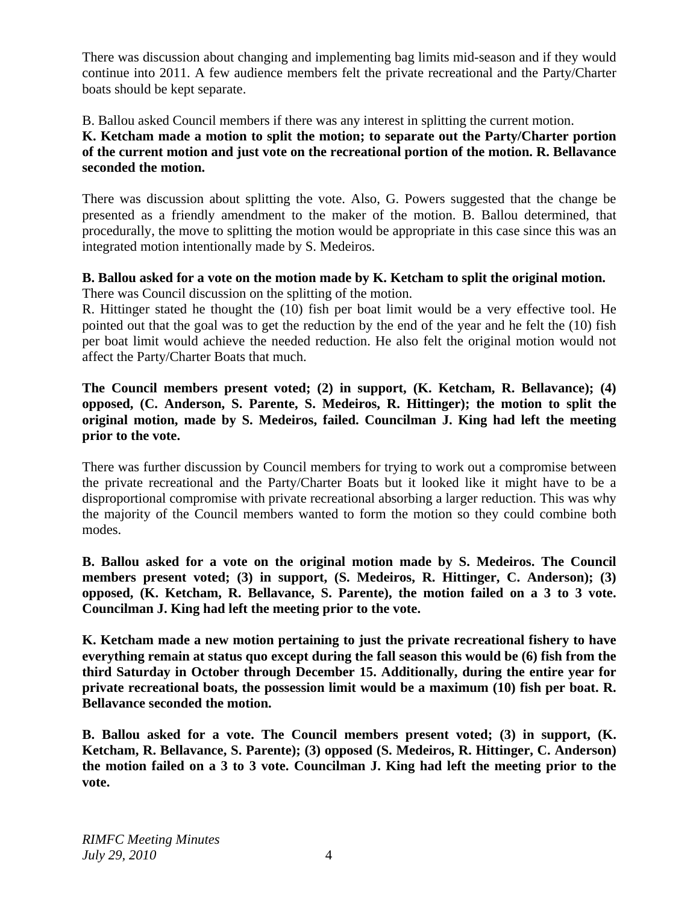There was discussion about changing and implementing bag limits mid-season and if they would continue into 2011. A few audience members felt the private recreational and the Party/Charter boats should be kept separate.

B. Ballou asked Council members if there was any interest in splitting the current motion.
**K. Ketcham made a motion to split the motion; to separate out the Party/Charter portion of the current motion and just vote on the recreational portion of the motion. R. Bellavance seconded the motion.**

There was discussion about splitting the vote. Also, G. Powers suggested that the change be presented as a friendly amendment to the maker of the motion. B. Ballou determined, that procedurally, the move to splitting the motion would be appropriate in this case since this was an integrated motion intentionally made by S. Medeiros.

**B. Ballou asked for a vote on the motion made by K. Ketcham to split the original motion.**
There was Council discussion on the splitting of the motion.
R. Hittinger stated he thought the (10) fish per boat limit would be a very effective tool. He pointed out that the goal was to get the reduction by the end of the year and he felt the (10) fish per boat limit would achieve the needed reduction. He also felt the original motion would not affect the Party/Charter Boats that much.

**The Council members present voted; (2) in support, (K. Ketcham, R. Bellavance); (4) opposed, (C. Anderson, S. Parente, S. Medeiros, R. Hittinger); the motion to split the original motion, made by S. Medeiros, failed. Councilman J. King had left the meeting prior to the vote.**

There was further discussion by Council members for trying to work out a compromise between the private recreational and the Party/Charter Boats but it looked like it might have to be a disproportional compromise with private recreational absorbing a larger reduction. This was why the majority of the Council members wanted to form the motion so they could combine both modes.

**B. Ballou asked for a vote on the original motion made by S. Medeiros. The Council members present voted; (3) in support, (S. Medeiros, R. Hittinger, C. Anderson); (3) opposed, (K. Ketcham, R. Bellavance, S. Parente), the motion failed on a 3 to 3 vote. Councilman J. King had left the meeting prior to the vote.**

**K. Ketcham made a new motion pertaining to just the private recreational fishery to have everything remain at status quo except during the fall season this would be (6) fish from the third Saturday in October through December 15. Additionally, during the entire year for private recreational boats, the possession limit would be a maximum (10) fish per boat. R. Bellavance seconded the motion.**

**B. Ballou asked for a vote. The Council members present voted; (3) in support, (K. Ketcham, R. Bellavance, S. Parente); (3) opposed (S. Medeiros, R. Hittinger, C. Anderson) the motion failed on a 3 to 3 vote. Councilman J. King had left the meeting prior to the vote.**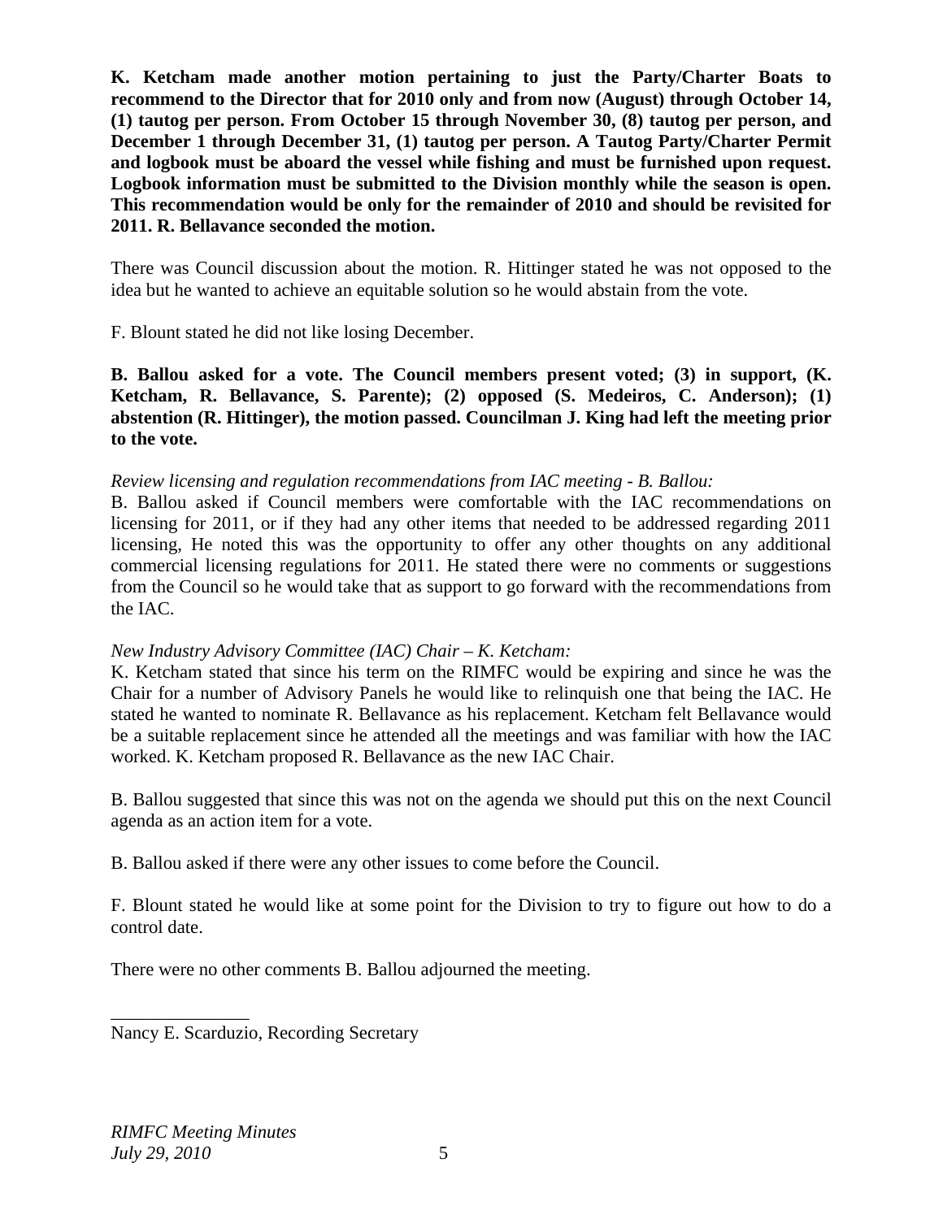**K. Ketcham made another motion pertaining to just the Party/Charter Boats to recommend to the Director that for 2010 only and from now (August) through October 14, (1) tautog per person. From October 15 through November 30, (8) tautog per person, and December 1 through December 31, (1) tautog per person. A Tautog Party/Charter Permit and logbook must be aboard the vessel while fishing and must be furnished upon request. Logbook information must be submitted to the Division monthly while the season is open. This recommendation would be only for the remainder of 2010 and should be revisited for 2011. R. Bellavance seconded the motion.**

There was Council discussion about the motion. R. Hittinger stated he was not opposed to the idea but he wanted to achieve an equitable solution so he would abstain from the vote.

F. Blount stated he did not like losing December.

**B. Ballou asked for a vote. The Council members present voted; (3) in support, (K. Ketcham, R. Bellavance, S. Parente); (2) opposed (S. Medeiros, C. Anderson); (1) abstention (R. Hittinger), the motion passed. Councilman J. King had left the meeting prior to the vote.**

*Review licensing and regulation recommendations from IAC meeting - B. Ballou:*
B. Ballou asked if Council members were comfortable with the IAC recommendations on licensing for 2011, or if they had any other items that needed to be addressed regarding 2011 licensing, He noted this was the opportunity to offer any other thoughts on any additional commercial licensing regulations for 2011. He stated there were no comments or suggestions from the Council so he would take that as support to go forward with the recommendations from the IAC.

*New Industry Advisory Committee (IAC) Chair – K. Ketcham:*
K. Ketcham stated that since his term on the RIMFC would be expiring and since he was the Chair for a number of Advisory Panels he would like to relinquish one that being the IAC. He stated he wanted to nominate R. Bellavance as his replacement. Ketcham felt Bellavance would be a suitable replacement since he attended all the meetings and was familiar with how the IAC worked. K. Ketcham proposed R. Bellavance as the new IAC Chair.

B. Ballou suggested that since this was not on the agenda we should put this on the next Council agenda as an action item for a vote.

B. Ballou asked if there were any other issues to come before the Council.

F. Blount stated he would like at some point for the Division to try to figure out how to do a control date.

There were no other comments B. Ballou adjourned the meeting.

\_\_\_\_\_\_\_\_\_\_\_\_\_\_\_
Nancy E. Scarduzio, Recording Secretary